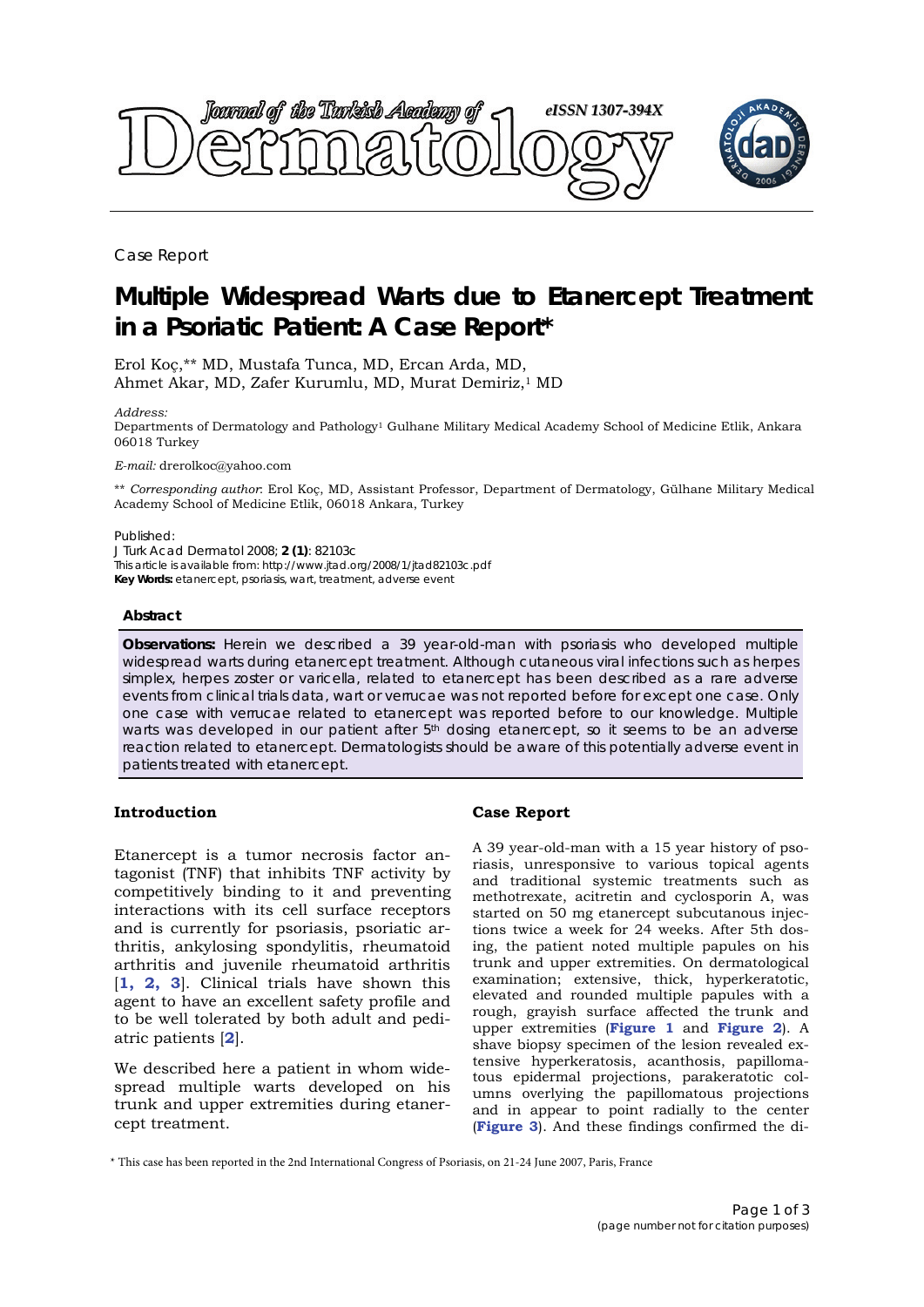Case Report

# Multiple Widespread Warts due to Etanercept Treatment in a Psoriatic Patient: A Case Report*

Erol Koç,** MD, Mustafa Tunca, MD, Ercan Arda, MD,
Ahmet Akar, MD, Zafer Kurumlu, MD, Murat Demiriz,[1] MD

*Address:*
Departments of Dermatology and Pathology[1] Gulhane Military Medical Academy School of Medicine Etlik, Ankara 06018 Turkey

*E-mail:* drerolkoc@yahoo.com

** *Corresponding author*: Erol Koç, MD, Assistant Professor, Department of Dermatology, Gülhane Military Medical Academy School of Medicine Etlik, 06018 Ankara, Turkey

Published:
J Turk Acad Dermatol 2008; **2 (1)**: 82103c
This article is available from: http://www.jtad.org/2008/1/jtad82103c.pdf
**Key Words:** etanercept, psoriasis, wart, treatment, adverse event

### Abstract

**Observations:** Herein we described a 39 year-old-man with psoriasis who developed multiple widespread warts during etanercept treatment. Although cutaneous viral infections such as herpes simplex, herpes zoster or varicella, related to etanercept has been described as a rare adverse events from clinical trials data, wart or verrucae was not reported before for except one case. Only one case with verrucae related to etanercept was reported before to our knowledge. Multiple warts was developed in our patient after 5th dosing etanercept, so it seems to be an adverse reaction related to etanercept. Dermatologists should be aware of this potentially adverse event in patients treated with etanercept.

## Introduction

Etanercept is a tumor necrosis factor antagonist (TNF) that inhibits TNF activity by competitively binding to it and preventing interactions with its cell surface receptors and is currently for psoriasis, psoriatic arthritis, ankylosing spondylitis, rheumatoid arthritis and juvenile rheumatoid arthritis [**1, 2, 3**]. Clinical trials have shown this agent to have an excellent safety profile and to be well tolerated by both adult and pediatric patients [**2**].

We described here a patient in whom widespread multiple warts developed on his trunk and upper extremities during etanercept treatment.

## Case Report

A 39 year-old-man with a 15 year history of psoriasis, unresponsive to various topical agents and traditional systemic treatments such as methotrexate, acitretin and cyclosporin A, was started on 50 mg etanercept subcutanous injections twice a week for 24 weeks. After 5th dosing, the patient noted multiple papules on his trunk and upper extremities. On dermatological examination; extensive, thick, hyperkeratotic, elevated and rounded multiple papules with a rough, grayish surface affected the trunk and upper extremities (**Figure 1** and **Figure 2**). A shave biopsy specimen of the lesion revealed extensive hyperkeratosis, acanthosis, papillomatous epidermal projections, parakeratotic columns overlying the papillomatous projections and in appear to point radially to the center (**Figure 3**). And these findings confirmed the di-

* This case has been reported in the 2nd International Congress of Psoriasis, on 21-24 June 2007, Paris, France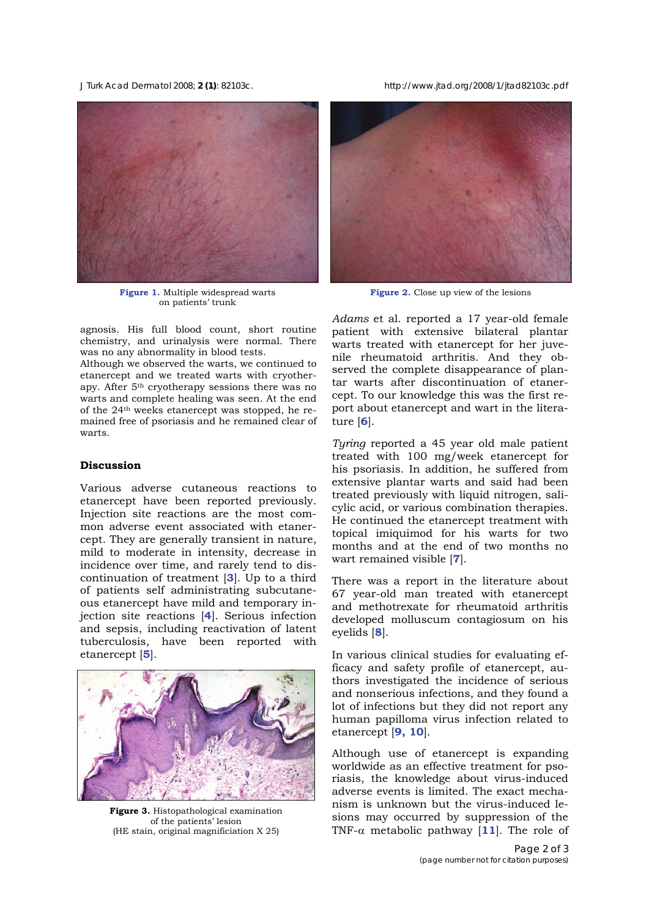Figure 1. Multiple widespread warts on patients' trunk

Figure 2. Close up view of the lesions

agnosis. His full blood count, short routine chemistry, and urinalysis were normal. There was no any abnormality in blood tests.
Although we observed the warts, we continued to etanercept and we treated warts with cryotherapy. After 5th cryotherapy sessions there was no warts and complete healing was seen. At the end of the 24th weeks etanercept was stopped, he remained free of psoriasis and he remained clear of warts.

## Discussion

Various adverse cutaneous reactions to etanercept have been reported previously. Injection site reactions are the most common adverse event associated with etanercept. They are generally transient in nature, mild to moderate in intensity, decrease in incidence over time, and rarely tend to discontinuation of treatment [3]. Up to a third of patients self administrating subcutaneous etanercept have mild and temporary injection site reactions [4]. Serious infection and sepsis, including reactivation of latent tuberculosis, have been reported with etanercept [5].

Figure 3. Histopathological examination of the patients' lesion (HE stain, original magnificiation X 25)

*Adams* et al. reported a 17 year-old female patient with extensive bilateral plantar warts treated with etanercept for her juvenile rheumatoid arthritis. And they observed the complete disappearance of plantar warts after discontinuation of etanercept. To our knowledge this was the first report about etanercept and wart in the literature [6].

*Tyring* reported a 45 year old male patient treated with 100 mg/week etanercept for his psoriasis. In addition, he suffered from extensive plantar warts and said had been treated previously with liquid nitrogen, salicylic acid, or various combination therapies. He continued the etanercept treatment with topical imiquimod for his warts for two months and at the end of two months no wart remained visible [7].

There was a report in the literature about 67 year-old man treated with etanercept and methotrexate for rheumatoid arthritis developed molluscum contagiosum on his eyelids [8].

In various clinical studies for evaluating efficacy and safety profile of etanercept, authors investigated the incidence of serious and nonserious infections, and they found a lot of infections but they did not report any human papilloma virus infection related to etanercept [9, 10].

Although use of etanercept is expanding worldwide as an effective treatment for psoriasis, the knowledge about virus-induced adverse events is limited. The exact mechanism is unknown but the virus-induced lesions may occurred by suppression of the TNF-$\alpha$ metabolic pathway [11]. The role of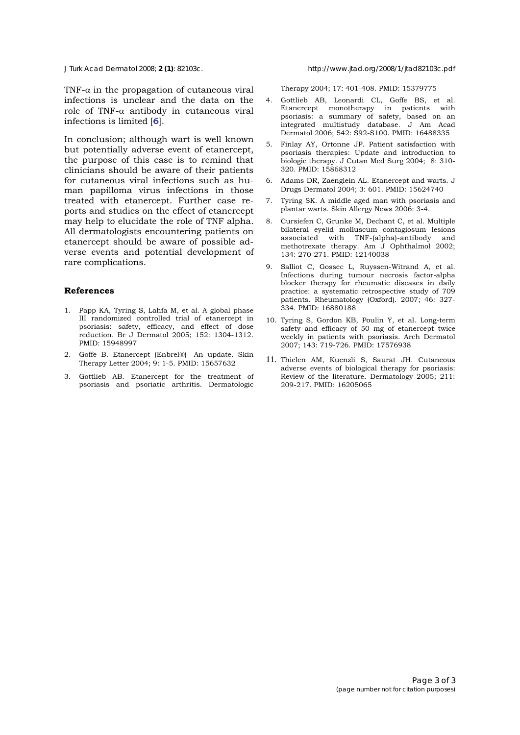TNF-$\alpha$ in the propagation of cutaneous viral infections is unclear and the data on the role of TNF-$\alpha$ antibody in cutaneous viral infections is limited [**6**].

In conclusion; although wart is well known but potentially adverse event of etanercept, the purpose of this case is to remind that clinicians should be aware of their patients for cutaneous viral infections such as human papilloma virus infections in those treated with etanercept. Further case reports and studies on the effect of etanercept may help to elucidate the role of TNF alpha. All dermatologists encountering patients on etanercept should be aware of possible adverse events and potential development of rare complications.

## References

1. Papp KA, Tyring S, Lahfa M, et al. A global phase III randomized controlled trial of etanercept in psoriasis: safety, efficacy, and effect of dose reduction. Br J Dermatol 2005; 152: 1304-1312. PMID: 15948997
2. Goffe B. Etanercept (Enbrel®)- An update. Skin Therapy Letter 2004; 9: 1-5. PMID: 15657632
3. Gottlieb AB. Etanercept for the treatment of psoriasis and psoriatic arthritis. Dermatologic Therapy 2004; 17: 401-408. PMID: 15379775
4. Gottlieb AB, Leonardi CL, Goffe BS, et al. Etanercept monotherapy in patients with psoriasis: a summary of safety, based on an integrated multistudy database. J Am Acad Dermatol 2006; 542: S92-S100. PMID: 16488335
5. Finlay AY, Ortonne JP. Patient satisfaction with psoriasis therapies: Update and introduction to biologic therapy. J Cutan Med Surg 2004; 8: 310-320. PMID: 15868312
6. Adams DR, Zaenglein AL. Etanercept and warts. J Drugs Dermatol 2004; 3: 601. PMID: 15624740
7. Tyring SK. A middle aged man with psoriasis and plantar warts. Skin Allergy News 2006: 3-4.
8. Cursiefen C, Grunke M, Dechant C, et al. Multiple bilateral eyelid molluscum contagiosum lesions associated with TNF-(alpha)-antibody and methotrexate therapy. Am J Ophthalmol 2002; 134: 270-271. PMID: 12140038
9. Salliot C, Gossec L, Ruyssen-Witrand A, et al. Infections during tumour necrosis factor-alpha blocker therapy for rheumatic diseases in daily practice: a systematic retrospective study of 709 patients. Rheumatology (Oxford). 2007; 46: 327-334. PMID: 16880188
10. Tyring S, Gordon KB, Poulin Y, et al. Long-term safety and efficacy of 50 mg of etanercept twice weekly in patients with psoriasis. Arch Dermatol 2007; 143: 719-726. PMID: 17576938
11. Thielen AM, Kuenzli S, Saurat JH. Cutaneous adverse events of biological therapy for psoriasis: Review of the literature. Dermatology 2005; 211: 209-217. PMID: 16205065